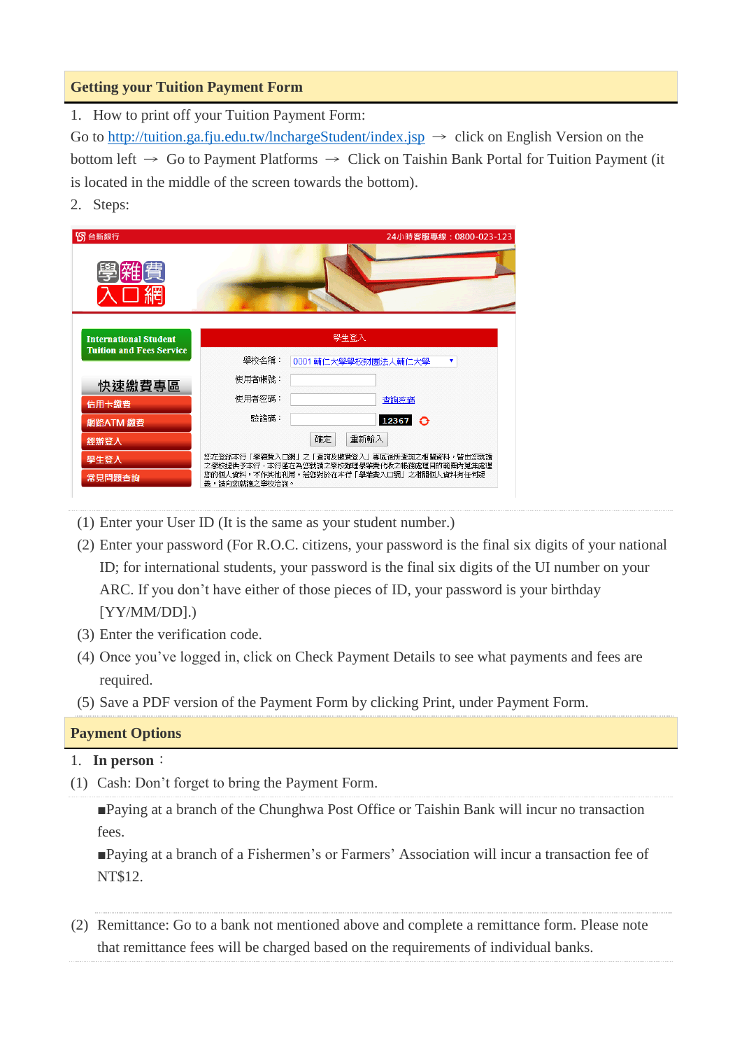## Getting your Tuition Payment Form

1. How to print off your Tuition Payment Form:

Go to http://tuition.ga.fju.edu.tw/lnchargeStudent/index.jsp → click on English Version on the bottom left → Go to Payment Platforms → Click on Taishin Bank Portal for Tuition Payment (it is located in the middle of the screen towards the bottom).

2. Steps:

(1) Enter your User ID (It is the same as your student number.)

(2) Enter your password (For R.O.C. citizens, your password is the final six digits of your national ID; for international students, your password is the final six digits of the UI number on your ARC. If you don't have either of those pieces of ID, your password is your birthday [YY/MM/DD].)

(3) Enter the verification code.

(4) Once you've logged in, click on Check Payment Details to see what payments and fees are required.

(5) Save a PDF version of the Payment Form by clicking Print, under Payment Form.

## Payment Options

1. **In person**：

(1) Cash: Don't forget to bring the Payment Form.

■Paying at a branch of the Chunghwa Post Office or Taishin Bank will incur no transaction fees.

■Paying at a branch of a Fishermen's or Farmers' Association will incur a transaction fee of NT$12.

(2) Remittance: Go to a bank not mentioned above and complete a remittance form. Please note that remittance fees will be charged based on the requirements of individual banks.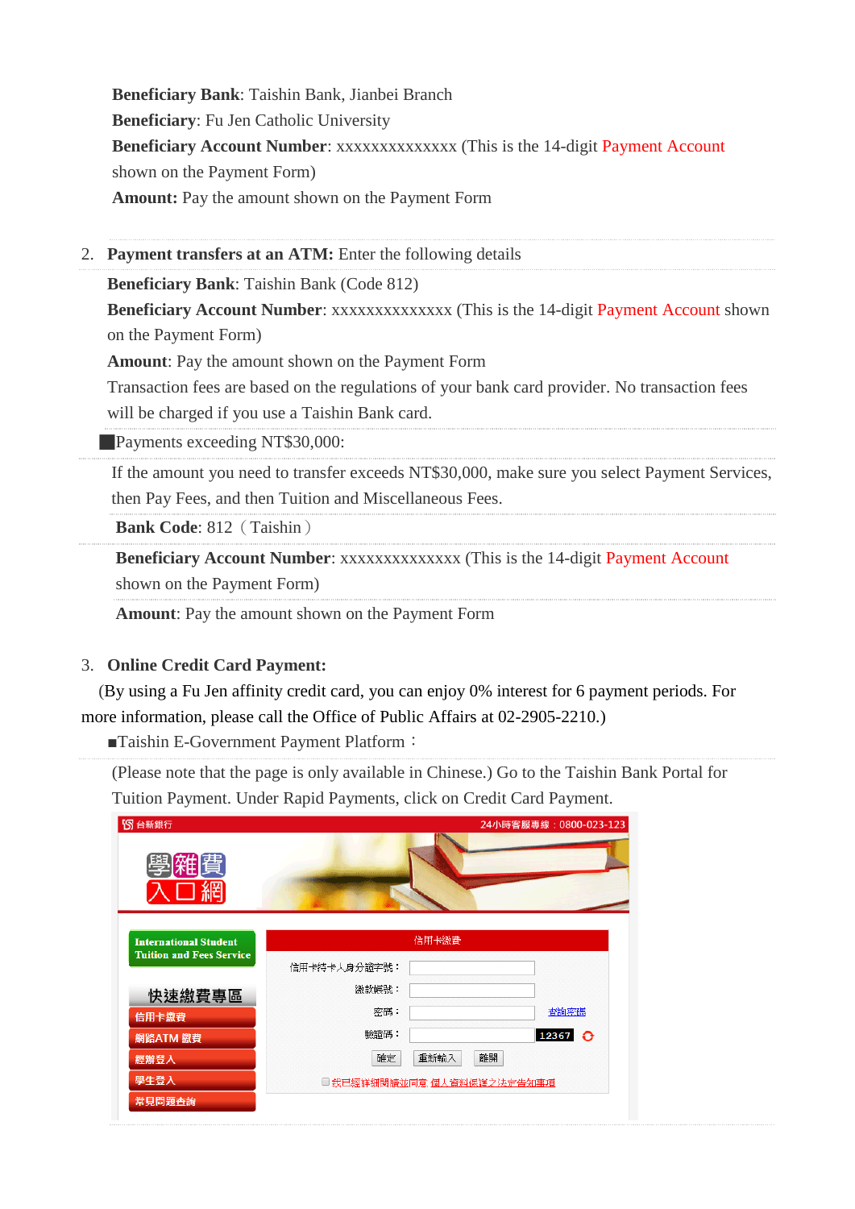**Beneficiary Bank**: Taishin Bank, Jianbei Branch
**Beneficiary**: Fu Jen Catholic University
**Beneficiary Account Number**: xxxxxxxxxxxxxx (This is the 14-digit Payment Account shown on the Payment Form)
**Amount:** Pay the amount shown on the Payment Form

2. **Payment transfers at an ATM:** Enter the following details

   **Beneficiary Bank**: Taishin Bank (Code 812)
   **Beneficiary Account Number**: xxxxxxxxxxxxxx (This is the 14-digit Payment Account shown on the Payment Form)
   **Amount**: Pay the amount shown on the Payment Form
   Transaction fees are based on the regulations of your bank card provider. No transaction fees will be charged if you use a Taishin Bank card.

   ■Payments exceeding NT$30,000:

   If the amount you need to transfer exceeds NT$30,000, make sure you select Payment Services, then Pay Fees, and then Tuition and Miscellaneous Fees.

   **Bank Code**: 812（Taishin）

   **Beneficiary Account Number**: xxxxxxxxxxxxxx (This is the 14-digit Payment Account shown on the Payment Form)

   **Amount**: Pay the amount shown on the Payment Form

3. **Online Credit Card Payment:**

   (By using a Fu Jen affinity credit card, you can enjoy 0% interest for 6 payment periods. For more information, please call the Office of Public Affairs at 02-2905-2210.)

   ■Taishin E-Government Payment Platform：

   (Please note that the page is only available in Chinese.) Go to the Taishin Bank Portal for Tuition Payment. Under Rapid Payments, click on Credit Card Payment.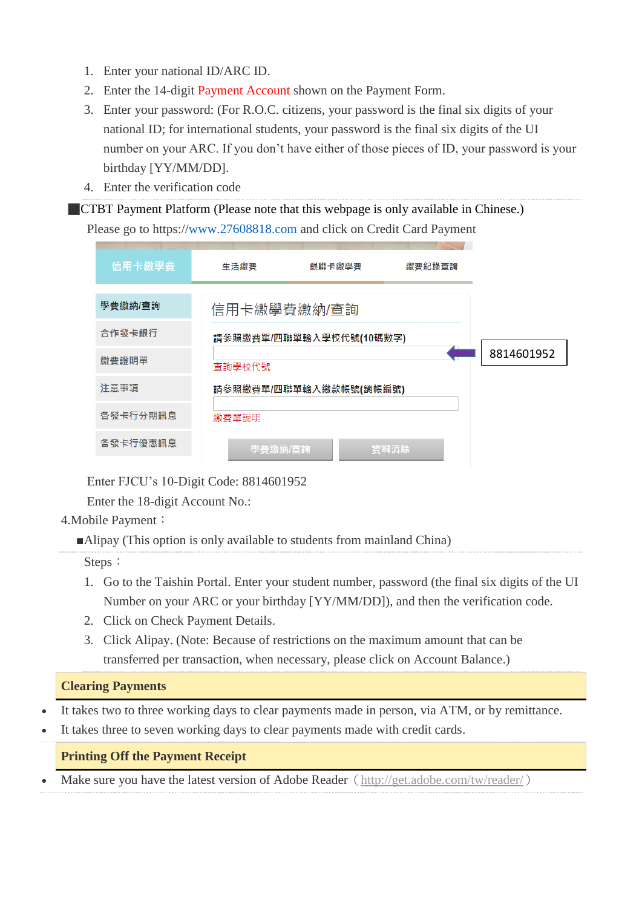1. Enter your national ID/ARC ID.
2. Enter the 14-digit Payment Account shown on the Payment Form.
3. Enter your password: (For R.O.C. citizens, your password is the final six digits of your national ID; for international students, your password is the final six digits of the UI number on your ARC. If you don't have either of those pieces of ID, your password is your birthday [YY/MM/DD].
4. Enter the verification code

■CTBT Payment Platform (Please note that this webpage is only available in Chinese.)

Please go to https://www.27608818.com and click on Credit Card Payment

信用卡繳學費 | 生活繳費 | 銀聯卡繳學費 | 繳費紀錄查詢

學費繳納/查詢
合作發卡銀行
繳費證明單
注意事項
各發卡行分期訊息
各發卡行優惠訊息

信用卡繳學費繳納/查詢

請參照繳費單/四聯單輸入學校代號(10碼數字)

8814601952

查詢學校代號

請參照繳費單/四聯單輸入繳款帳號(銷帳編號)

繳費單說明

學費繳納/查詢 資料清除

Enter FJCU's 10-Digit Code: 8814601952

Enter the 18-digit Account No.:

4.Mobile Payment：

■Alipay (This option is only available to students from mainland China)

Steps：

1. Go to the Taishin Portal. Enter your student number, password (the final six digits of the UI Number on your ARC or your birthday [YY/MM/DD]), and then the verification code.
2. Click on Check Payment Details.
3. Click Alipay. (Note: Because of restrictions on the maximum amount that can be transferred per transaction, when necessary, please click on Account Balance.)

## Clearing Payments

- It takes two to three working days to clear payments made in person, via ATM, or by remittance.
- It takes three to seven working days to clear payments made with credit cards.

## Printing Off the Payment Receipt

- Make sure you have the latest version of Adobe Reader（http://get.adobe.com/tw/reader/）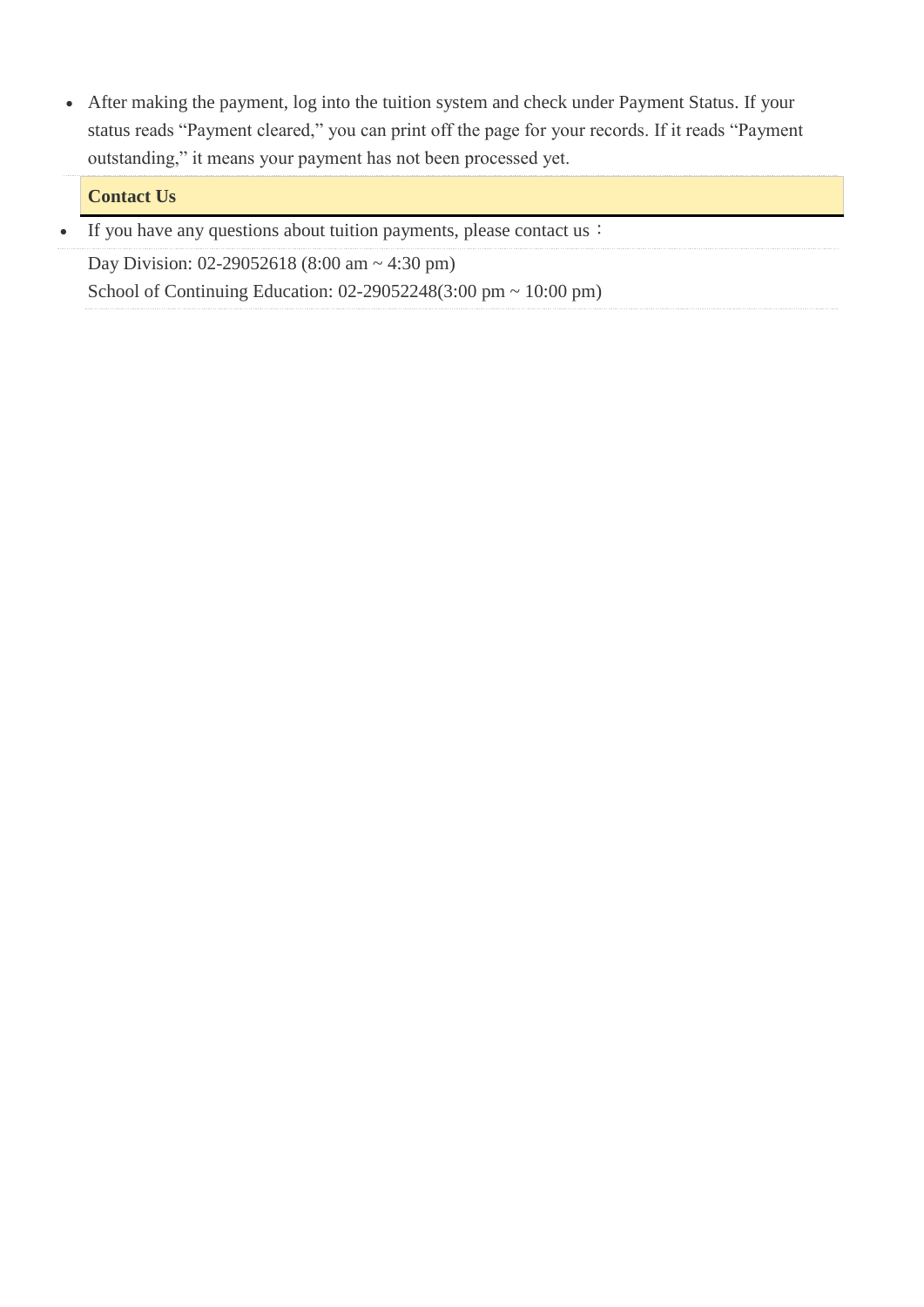- After making the payment, log into the tuition system and check under Payment Status. If your status reads “Payment cleared,” you can print off the page for your records. If it reads “Payment outstanding,” it means your payment has not been processed yet.

**Contact Us**

- If you have any questions about tuition payments, please contact us：

Day Division: 02-29052618 (8:00 am ~ 4:30 pm)
School of Continuing Education: 02-29052248(3:00 pm ~ 10:00 pm)